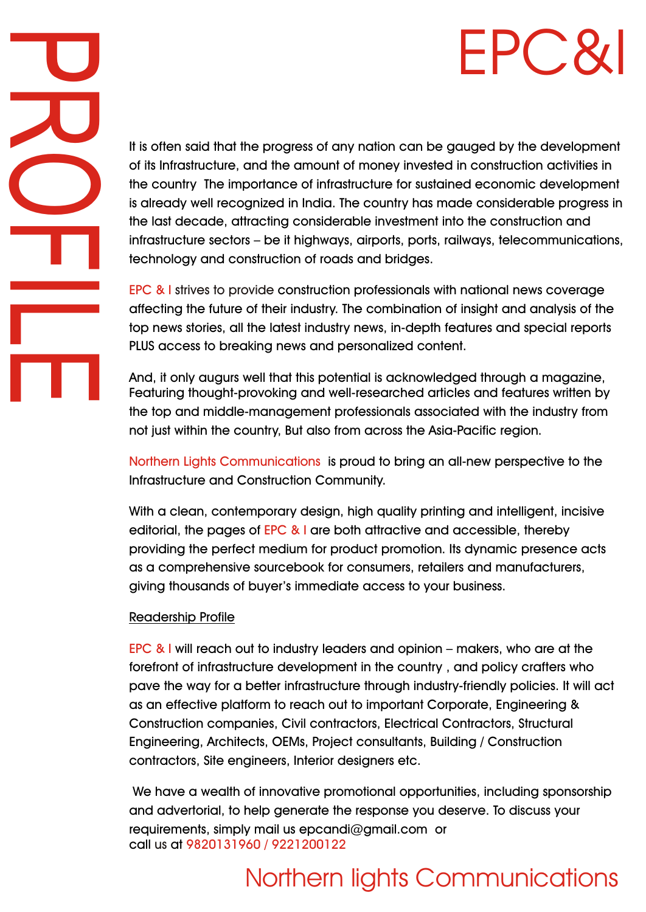# PROFILE

# EPC&I

It is often said that the progress of any nation can be gauged by the development of its Infrastructure, and the amount of money invested in construction activities in the country The importance of infrastructure for sustained economic development is already well recognized in India. The country has made considerable progress in the last decade, attracting considerable investment into the construction and infrastructure sectors – be it highways, airports, ports, railways, telecommunications, technology and construction of roads and bridges.

EPC & I strives to provide construction professionals with national news coverage affecting the future of their industry. The combination of insight and analysis of the top news stories, all the latest industry news, in-depth features and special reports PLUS access to breaking news and personalized content.

And, it only augurs well that this potential is acknowledged through a magazine, Featuring thought-provoking and well-researched articles and features written by the top and middle-management professionals associated with the industry from not just within the country, But also from across the Asia-Pacific region.

Northern Lights Communications is proud to bring an all-new perspective to the Infrastructure and Construction Community.

With a clean, contemporary design, high quality printing and intelligent, incisive editorial, the pages of EPC & I are both attractive and accessible, thereby providing the perfect medium for product promotion. Its dynamic presence acts as a comprehensive sourcebook for consumers, retailers and manufacturers, giving thousands of buyer's immediate access to your business.

Readership Profile

EPC & I will reach out to industry leaders and opinion – makers, who are at the forefront of infrastructure development in the country , and policy crafters who pave the way for a better infrastructure through industry-friendly policies. It will act as an effective platform to reach out to important Corporate, Engineering & Construction companies, Civil contractors, Electrical Contractors, Structural Engineering, Architects, OEMs, Project consultants, Building / Construction contractors, Site engineers, Interior designers etc.

We have a wealth of innovative promotional opportunities, including sponsorship and advertorial, to help generate the response you deserve. To discuss your requirements, simply mail us epcandi@gmail.com or
call us at 9820131960 / 9221200122

Northern lights Communications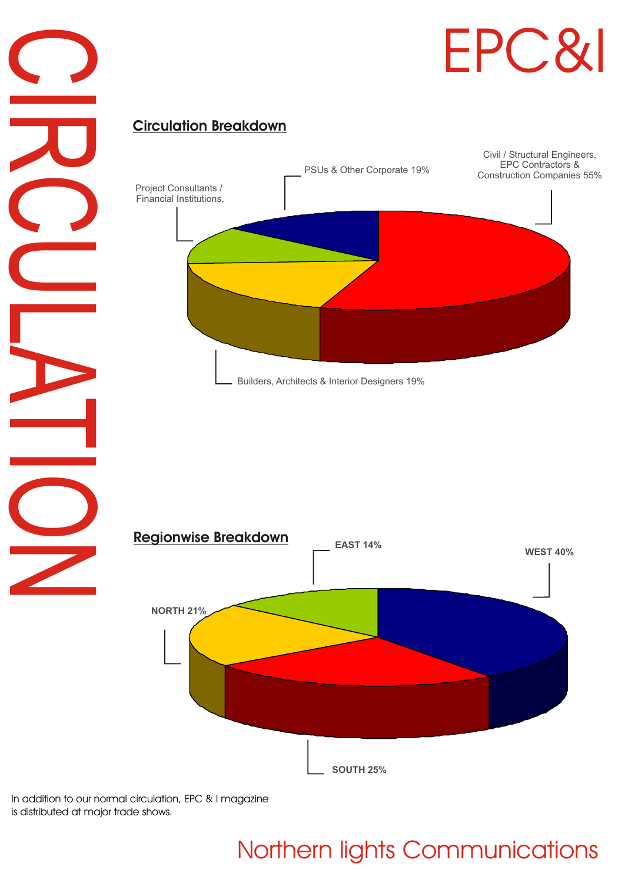# CIRCULATION

# EPC&I

## Circulation Breakdown

- Civil / Structural Engineers, EPC Contractors & Construction Companies 55%
- PSUs & Other Corporate 19%
- Project Consultants / Financial Institutions.
- Builders, Architects & Interior Designers 19%

## Regionwise Breakdown

- WEST 40%
- EAST 14%
- NORTH 21%
- SOUTH 25%

In addition to our normal circulation, EPC & I magazine is distributed at major trade shows.

Northern lights Communications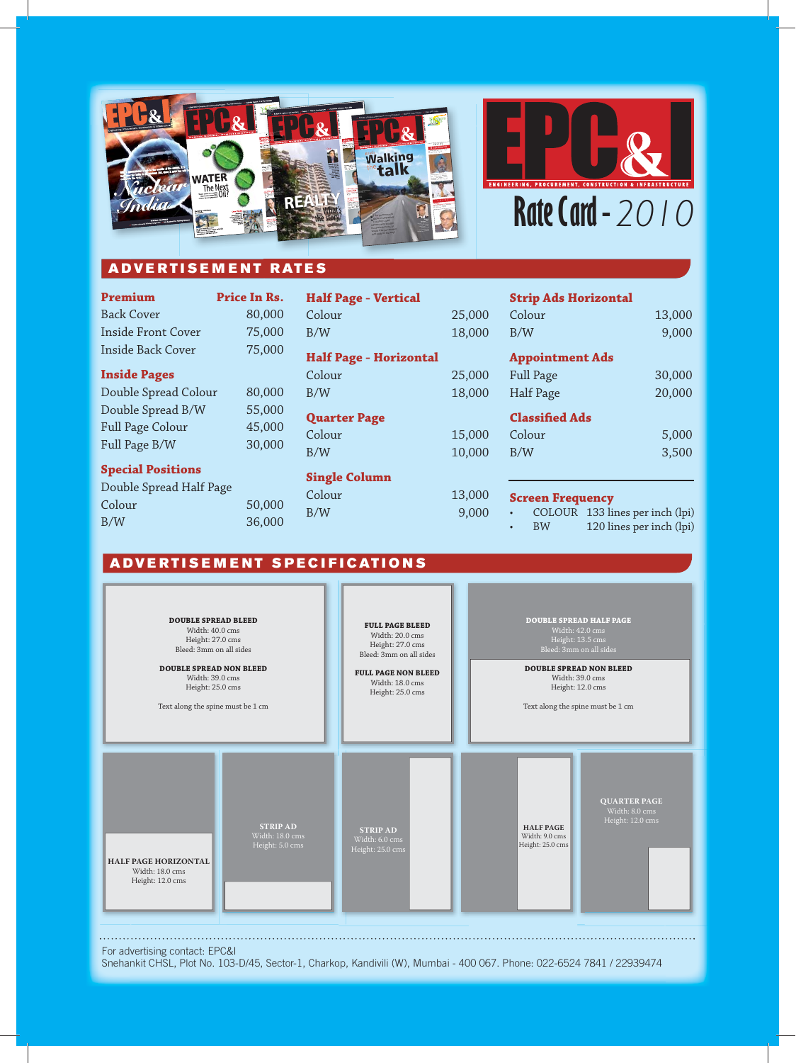# EPC&I

ENGINEERING, PROCUREMENT, CONSTRUCTION & INFRASTRUCTURE

## Rate Card - 2010

## ADVERTISEMENT RATES

| **Premium** | **Price In Rs.** |
|---|---|
| Back Cover | 80,000 |
| Inside Front Cover | 75,000 |
| Inside Back Cover | 75,000 |

| **Inside Pages** | |
|---|---|
| Double Spread Colour | 80,000 |
| Double Spread B/W | 55,000 |
| Full Page Colour | 45,000 |
| Full Page B/W | 30,000 |

| **Special Positions** | |
|---|---|
| Double Spread Half Page | |
| Colour | 50,000 |
| B/W | 36,000 |

| **Half Page - Vertical** | |
|---|---|
| Colour | 25,000 |
| B/W | 18,000 |

| **Half Page - Horizontal** | |
|---|---|
| Colour | 25,000 |
| B/W | 18,000 |

| **Quarter Page** | |
|---|---|
| Colour | 15,000 |
| B/W | 10,000 |

| **Single Column** | |
|---|---|
| Colour | 13,000 |
| B/W | 9,000 |

| **Strip Ads Horizontal** | |
|---|---|
| Colour | 13,000 |
| B/W | 9,000 |

| **Appointment Ads** | |
|---|---|
| Full Page | 30,000 |
| Half Page | 20,000 |

| **Classified Ads** | |
|---|---|
| Colour | 5,000 |
| B/W | 3,500 |

**Screen Frequency**

- COLOUR 133 lines per inch (lpi)
- BW 120 lines per inch (lpi)

## ADVERTISEMENT SPECIFICATIONS

**DOUBLE SPREAD BLEED**
Width: 40.0 cms
Height: 27.0 cms
Bleed: 3mm on all sides

**DOUBLE SPREAD NON BLEED**
Width: 39.0 cms
Height: 25.0 cms

Text along the spine must be 1 cm

**FULL PAGE BLEED**
Width: 20.0 cms
Height: 27.0 cms
Bleed: 3mm on all sides

**FULL PAGE NON BLEED**
Width: 18.0 cms
Height: 25.0 cms

**DOUBLE SPREAD HALF PAGE**
Width: 42.0 cms
Height: 13.5 cms
Bleed: 3mm on all sides

**DOUBLE SPREAD NON BLEED**
Width: 39.0 cms
Height: 12.0 cms

Text along the spine must be 1 cm

**HALF PAGE HORIZONTAL**
Width: 18.0 cms
Height: 12.0 cms

**STRIP AD**
Width: 18.0 cms
Height: 5.0 cms

**STRIP AD**
Width: 6.0 cms
Height: 25.0 cms

**HALF PAGE**
Width: 9.0 cms
Height: 25.0 cms

**QUARTER PAGE**
Width: 8.0 cms
Height: 12.0 cms

For advertising contact: EPC&I
Snehankit CHSL, Plot No. 103-D/45, Sector-1, Charkop, Kandivili (W), Mumbai - 400 067. Phone: 022-6524 7841 / 22939474